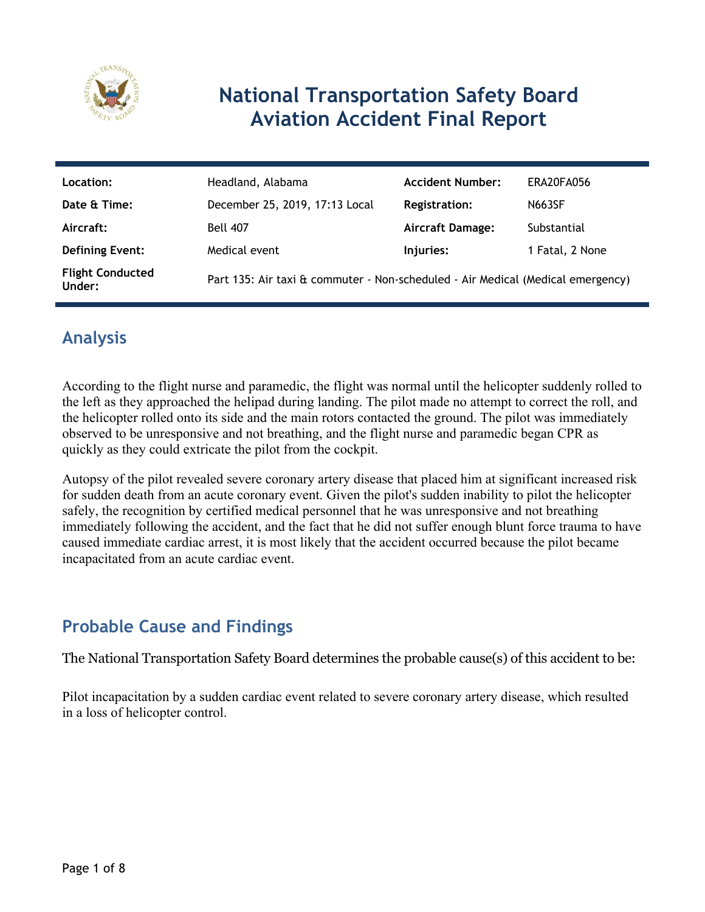# National Transportation Safety Board Aviation Accident Final Report

| Location: | Headland, Alabama | Accident Number: | ERA20FA056 |
|---|---|---|---|
| Date & Time: | December 25, 2019, 17:13 Local | Registration: | N663SF |
| Aircraft: | Bell 407 | Aircraft Damage: | Substantial |
| Defining Event: | Medical event | Injuries: | 1 Fatal, 2 None |
| Flight Conducted Under: | Part 135: Air taxi & commuter - Non-scheduled - Air Medical (Medical emergency) | | |

## Analysis

According to the flight nurse and paramedic, the flight was normal until the helicopter suddenly rolled to the left as they approached the helipad during landing. The pilot made no attempt to correct the roll, and the helicopter rolled onto its side and the main rotors contacted the ground. The pilot was immediately observed to be unresponsive and not breathing, and the flight nurse and paramedic began CPR as quickly as they could extricate the pilot from the cockpit.

Autopsy of the pilot revealed severe coronary artery disease that placed him at significant increased risk for sudden death from an acute coronary event. Given the pilot's sudden inability to pilot the helicopter safely, the recognition by certified medical personnel that he was unresponsive and not breathing immediately following the accident, and the fact that he did not suffer enough blunt force trauma to have caused immediate cardiac arrest, it is most likely that the accident occurred because the pilot became incapacitated from an acute cardiac event.

## Probable Cause and Findings

The National Transportation Safety Board determines the probable cause(s) of this accident to be:

Pilot incapacitation by a sudden cardiac event related to severe coronary artery disease, which resulted in a loss of helicopter control.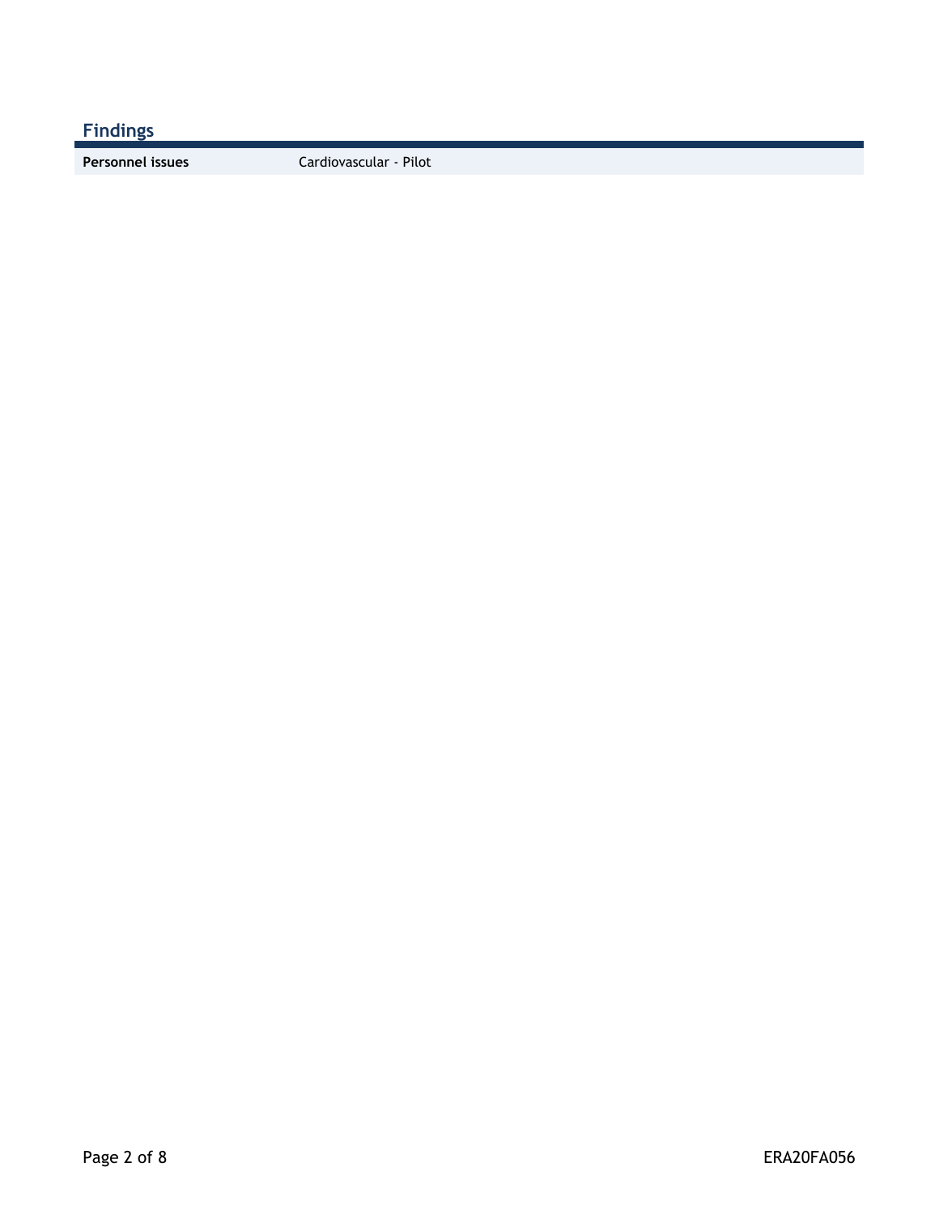## Findings

| Personnel issues | Cardiovascular - Pilot |
| --- | --- |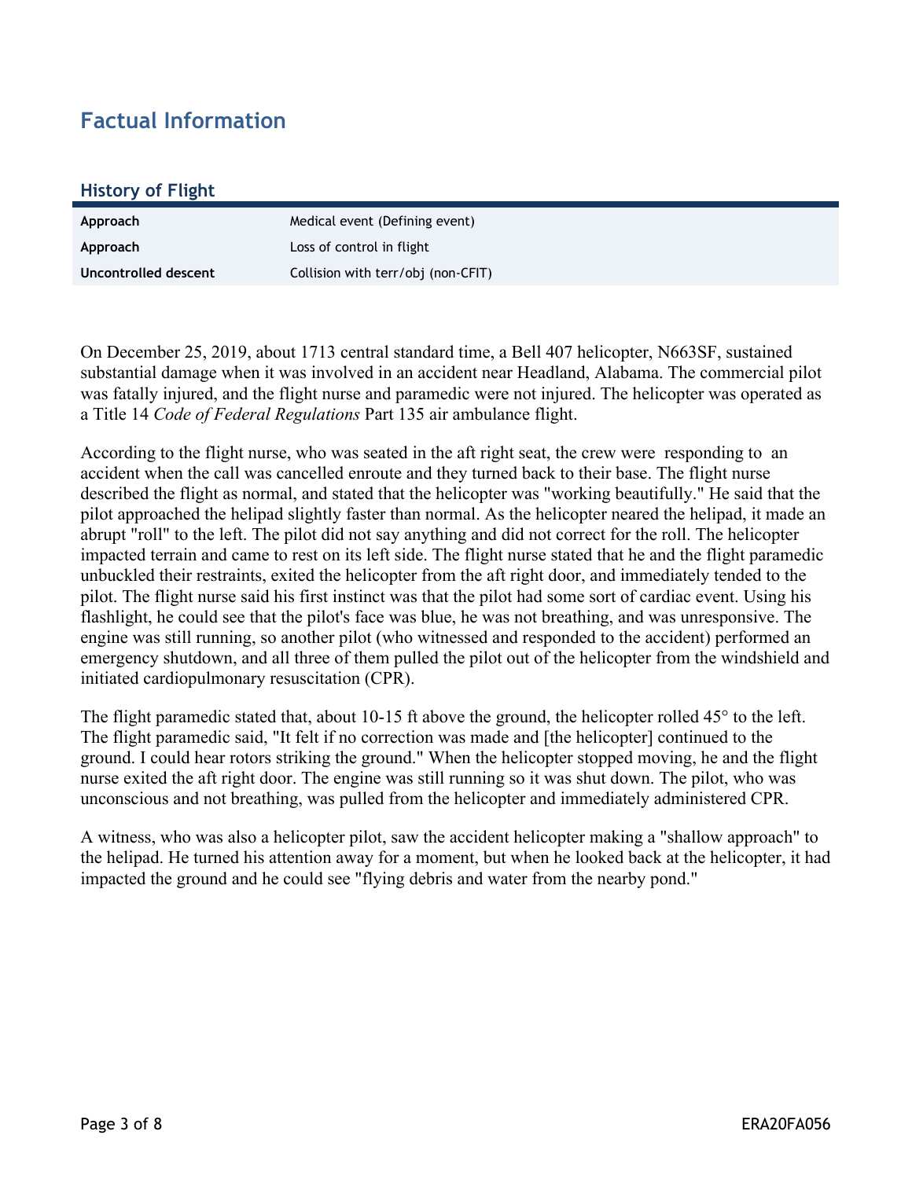## Factual Information

### History of Flight

| | |
|---|---|
| **Approach** | Medical event (Defining event) |
| **Approach** | Loss of control in flight |
| **Uncontrolled descent** | Collision with terr/obj (non-CFIT) |

On December 25, 2019, about 1713 central standard time, a Bell 407 helicopter, N663SF, sustained substantial damage when it was involved in an accident near Headland, Alabama. The commercial pilot was fatally injured, and the flight nurse and paramedic were not injured. The helicopter was operated as a Title 14 *Code of Federal Regulations* Part 135 air ambulance flight.

According to the flight nurse, who was seated in the aft right seat, the crew were responding to an accident when the call was cancelled enroute and they turned back to their base. The flight nurse described the flight as normal, and stated that the helicopter was "working beautifully." He said that the pilot approached the helipad slightly faster than normal. As the helicopter neared the helipad, it made an abrupt "roll" to the left. The pilot did not say anything and did not correct for the roll. The helicopter impacted terrain and came to rest on its left side. The flight nurse stated that he and the flight paramedic unbuckled their restraints, exited the helicopter from the aft right door, and immediately tended to the pilot. The flight nurse said his first instinct was that the pilot had some sort of cardiac event. Using his flashlight, he could see that the pilot's face was blue, he was not breathing, and was unresponsive. The engine was still running, so another pilot (who witnessed and responded to the accident) performed an emergency shutdown, and all three of them pulled the pilot out of the helicopter from the windshield and initiated cardiopulmonary resuscitation (CPR).

The flight paramedic stated that, about 10-15 ft above the ground, the helicopter rolled 45° to the left. The flight paramedic said, "It felt if no correction was made and [the helicopter] continued to the ground. I could hear rotors striking the ground." When the helicopter stopped moving, he and the flight nurse exited the aft right door. The engine was still running so it was shut down. The pilot, who was unconscious and not breathing, was pulled from the helicopter and immediately administered CPR.

A witness, who was also a helicopter pilot, saw the accident helicopter making a "shallow approach" to the helipad. He turned his attention away for a moment, but when he looked back at the helicopter, it had impacted the ground and he could see "flying debris and water from the nearby pond."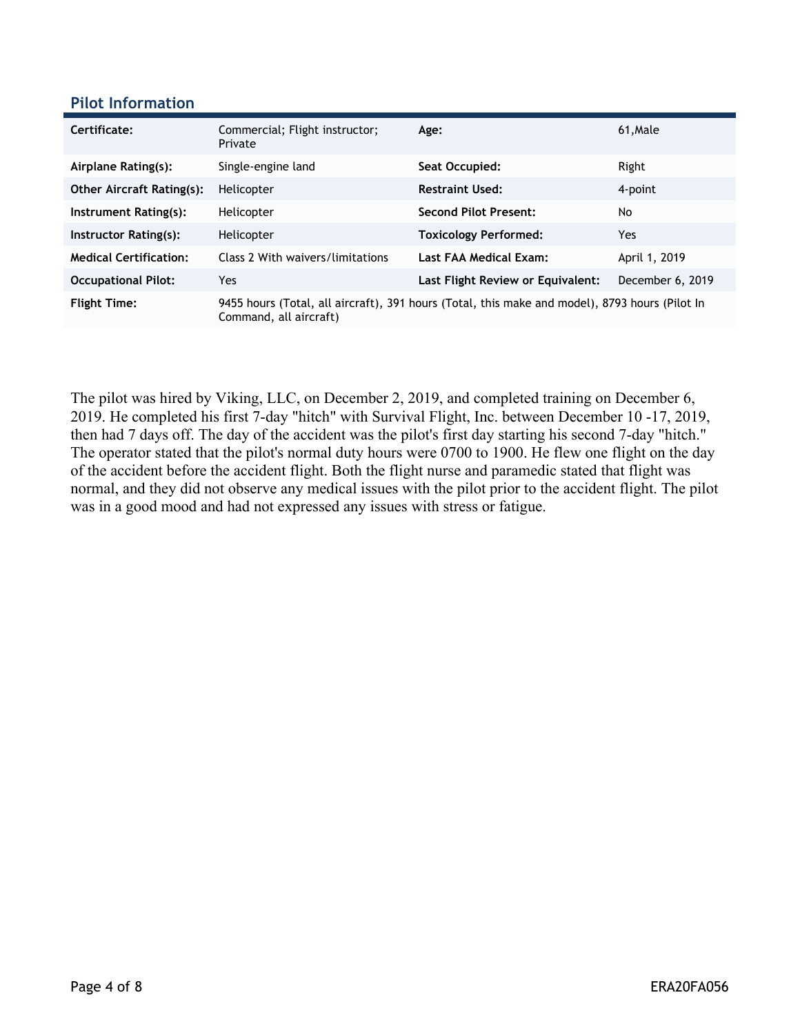## Pilot Information

| | | | |
|---|---|---|---|
| **Certificate:** | Commercial; Flight instructor; Private | **Age:** | 61,Male |
| **Airplane Rating(s):** | Single-engine land | **Seat Occupied:** | Right |
| **Other Aircraft Rating(s):** | Helicopter | **Restraint Used:** | 4-point |
| **Instrument Rating(s):** | Helicopter | **Second Pilot Present:** | No |
| **Instructor Rating(s):** | Helicopter | **Toxicology Performed:** | Yes |
| **Medical Certification:** | Class 2 With waivers/limitations | **Last FAA Medical Exam:** | April 1, 2019 |
| **Occupational Pilot:** | Yes | **Last Flight Review or Equivalent:** | December 6, 2019 |
| **Flight Time:** | 9455 hours (Total, all aircraft), 391 hours (Total, this make and model), 8793 hours (Pilot In Command, all aircraft) | | |

The pilot was hired by Viking, LLC, on December 2, 2019, and completed training on December 6, 2019. He completed his first 7-day "hitch" with Survival Flight, Inc. between December 10 -17, 2019, then had 7 days off. The day of the accident was the pilot's first day starting his second 7-day "hitch." The operator stated that the pilot's normal duty hours were 0700 to 1900. He flew one flight on the day of the accident before the accident flight. Both the flight nurse and paramedic stated that flight was normal, and they did not observe any medical issues with the pilot prior to the accident flight. The pilot was in a good mood and had not expressed any issues with stress or fatigue.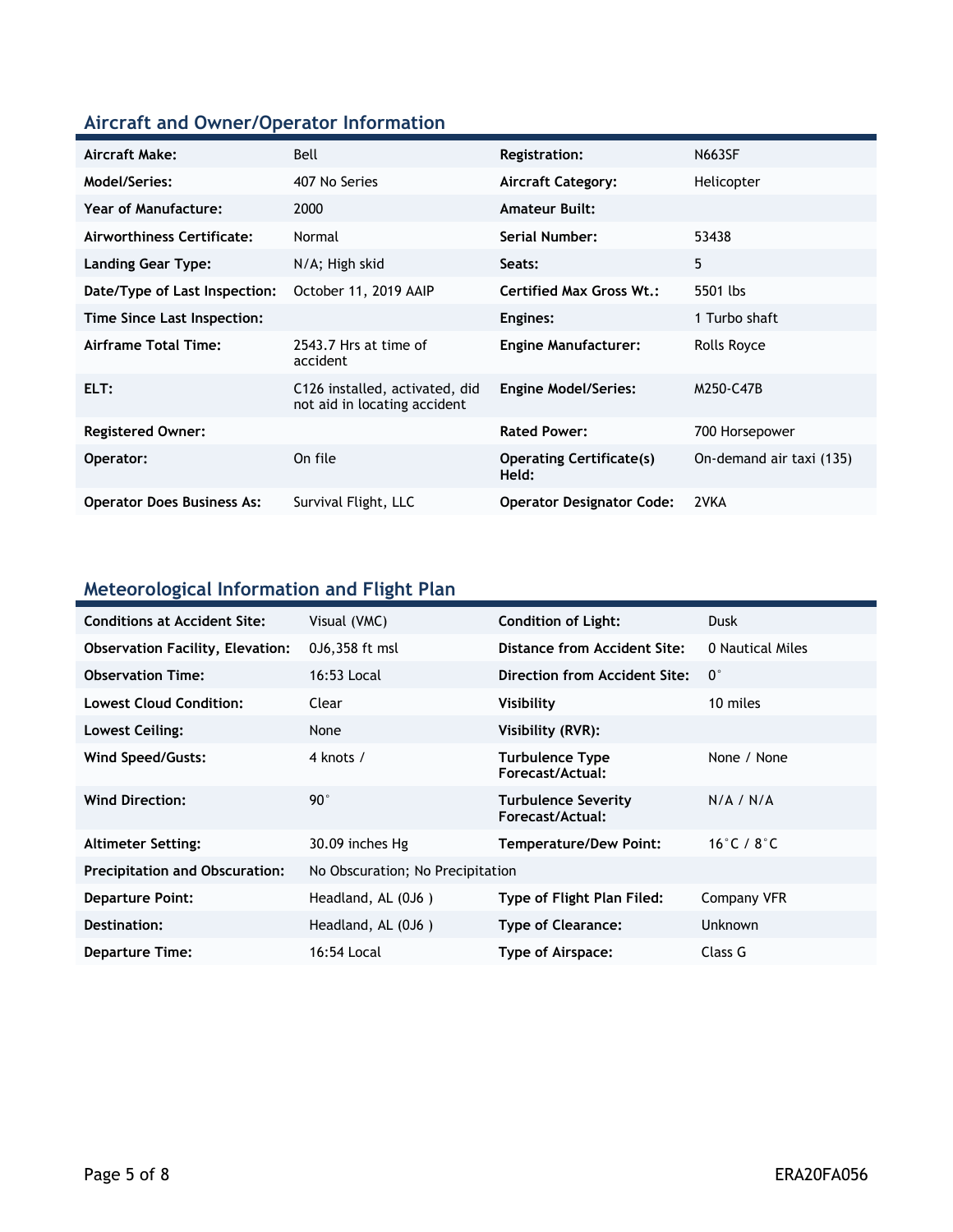## Aircraft and Owner/Operator Information

| | | | |
|---|---|---|---|
| **Aircraft Make:** | Bell | **Registration:** | N663SF |
| **Model/Series:** | 407 No Series | **Aircraft Category:** | Helicopter |
| **Year of Manufacture:** | 2000 | **Amateur Built:** | |
| **Airworthiness Certificate:** | Normal | **Serial Number:** | 53438 |
| **Landing Gear Type:** | N/A; High skid | **Seats:** | 5 |
| **Date/Type of Last Inspection:** | October 11, 2019 AAIP | **Certified Max Gross Wt.:** | 5501 lbs |
| **Time Since Last Inspection:** | | **Engines:** | 1 Turbo shaft |
| **Airframe Total Time:** | 2543.7 Hrs at time of accident | **Engine Manufacturer:** | Rolls Royce |
| **ELT:** | C126 installed, activated, did not aid in locating accident | **Engine Model/Series:** | M250-C47B |
| **Registered Owner:** | | **Rated Power:** | 700 Horsepower |
| **Operator:** | On file | **Operating Certificate(s) Held:** | On-demand air taxi (135) |
| **Operator Does Business As:** | Survival Flight, LLC | **Operator Designator Code:** | 2VKA |

## Meteorological Information and Flight Plan

| | | | |
|---|---|---|---|
| **Conditions at Accident Site:** | Visual (VMC) | **Condition of Light:** | Dusk |
| **Observation Facility, Elevation:** | 0J6,358 ft msl | **Distance from Accident Site:** | 0 Nautical Miles |
| **Observation Time:** | 16:53 Local | **Direction from Accident Site:** | 0° |
| **Lowest Cloud Condition:** | Clear | **Visibility** | 10 miles |
| **Lowest Ceiling:** | None | **Visibility (RVR):** | |
| **Wind Speed/Gusts:** | 4 knots / | **Turbulence Type Forecast/Actual:** | None / None |
| **Wind Direction:** | 90° | **Turbulence Severity Forecast/Actual:** | N/A / N/A |
| **Altimeter Setting:** | 30.09 inches Hg | **Temperature/Dew Point:** | 16°C / 8°C |
| **Precipitation and Obscuration:** | No Obscuration; No Precipitation | | |
| **Departure Point:** | Headland, AL (0J6 ) | **Type of Flight Plan Filed:** | Company VFR |
| **Destination:** | Headland, AL (0J6 ) | **Type of Clearance:** | Unknown |
| **Departure Time:** | 16:54 Local | **Type of Airspace:** | Class G |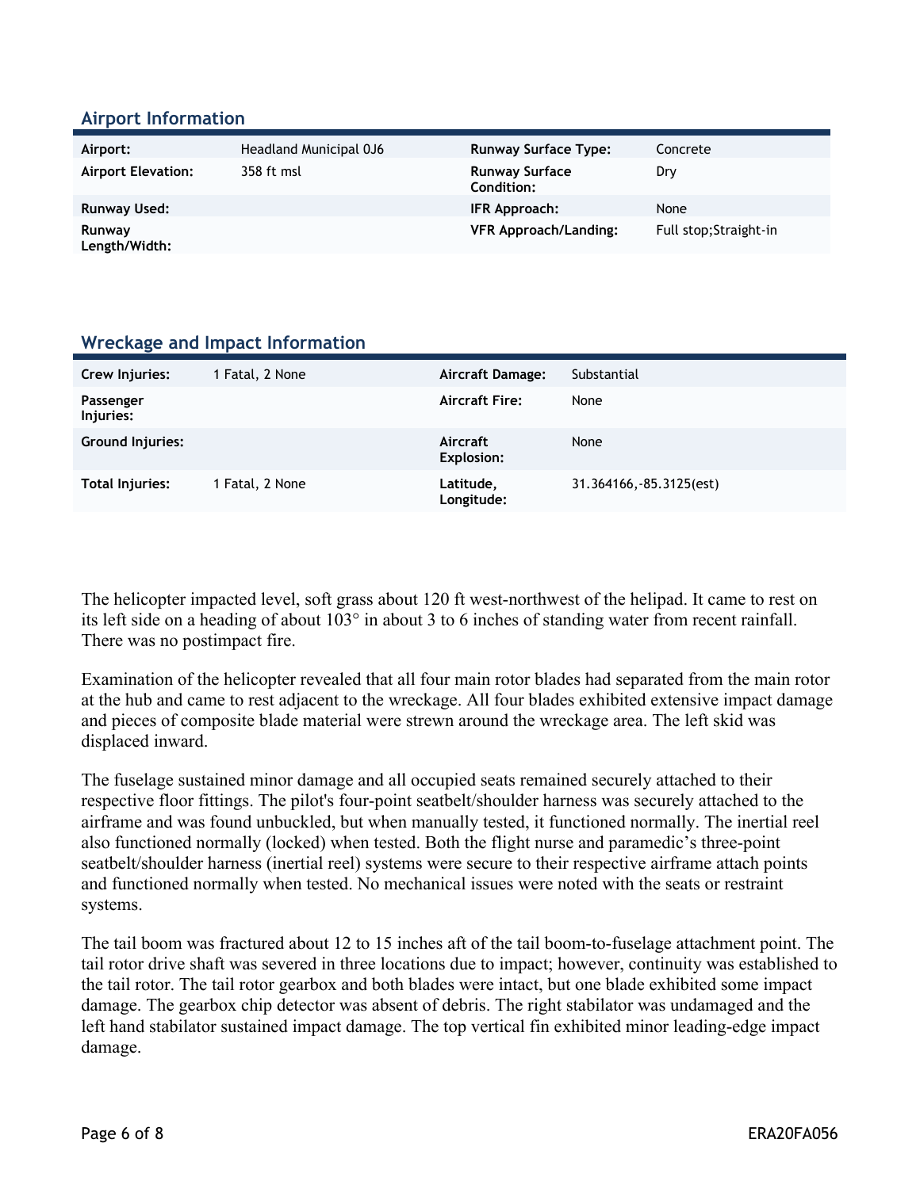## Airport Information

| Airport: | Headland Municipal 0J6 | Runway Surface Type: | Concrete |
|---|---|---|---|
| Airport Elevation: | 358 ft msl | Runway Surface Condition: | Dry |
| Runway Used: | | IFR Approach: | None |
| Runway Length/Width: | | VFR Approach/Landing: | Full stop;Straight-in |

## Wreckage and Impact Information

| Crew Injuries: | 1 Fatal, 2 None | Aircraft Damage: | Substantial |
|---|---|---|---|
| Passenger Injuries: | | Aircraft Fire: | None |
| Ground Injuries: | | Aircraft Explosion: | None |
| Total Injuries: | 1 Fatal, 2 None | Latitude, Longitude: | 31.364166,-85.3125(est) |

The helicopter impacted level, soft grass about 120 ft west-northwest of the helipad. It came to rest on its left side on a heading of about 103° in about 3 to 6 inches of standing water from recent rainfall. There was no postimpact fire.

Examination of the helicopter revealed that all four main rotor blades had separated from the main rotor at the hub and came to rest adjacent to the wreckage. All four blades exhibited extensive impact damage and pieces of composite blade material were strewn around the wreckage area. The left skid was displaced inward.

The fuselage sustained minor damage and all occupied seats remained securely attached to their respective floor fittings. The pilot's four-point seatbelt/shoulder harness was securely attached to the airframe and was found unbuckled, but when manually tested, it functioned normally. The inertial reel also functioned normally (locked) when tested. Both the flight nurse and paramedic's three-point seatbelt/shoulder harness (inertial reel) systems were secure to their respective airframe attach points and functioned normally when tested. No mechanical issues were noted with the seats or restraint systems.

The tail boom was fractured about 12 to 15 inches aft of the tail boom-to-fuselage attachment point. The tail rotor drive shaft was severed in three locations due to impact; however, continuity was established to the tail rotor. The tail rotor gearbox and both blades were intact, but one blade exhibited some impact damage. The gearbox chip detector was absent of debris. The right stabilator was undamaged and the left hand stabilator sustained impact damage. The top vertical fin exhibited minor leading-edge impact damage.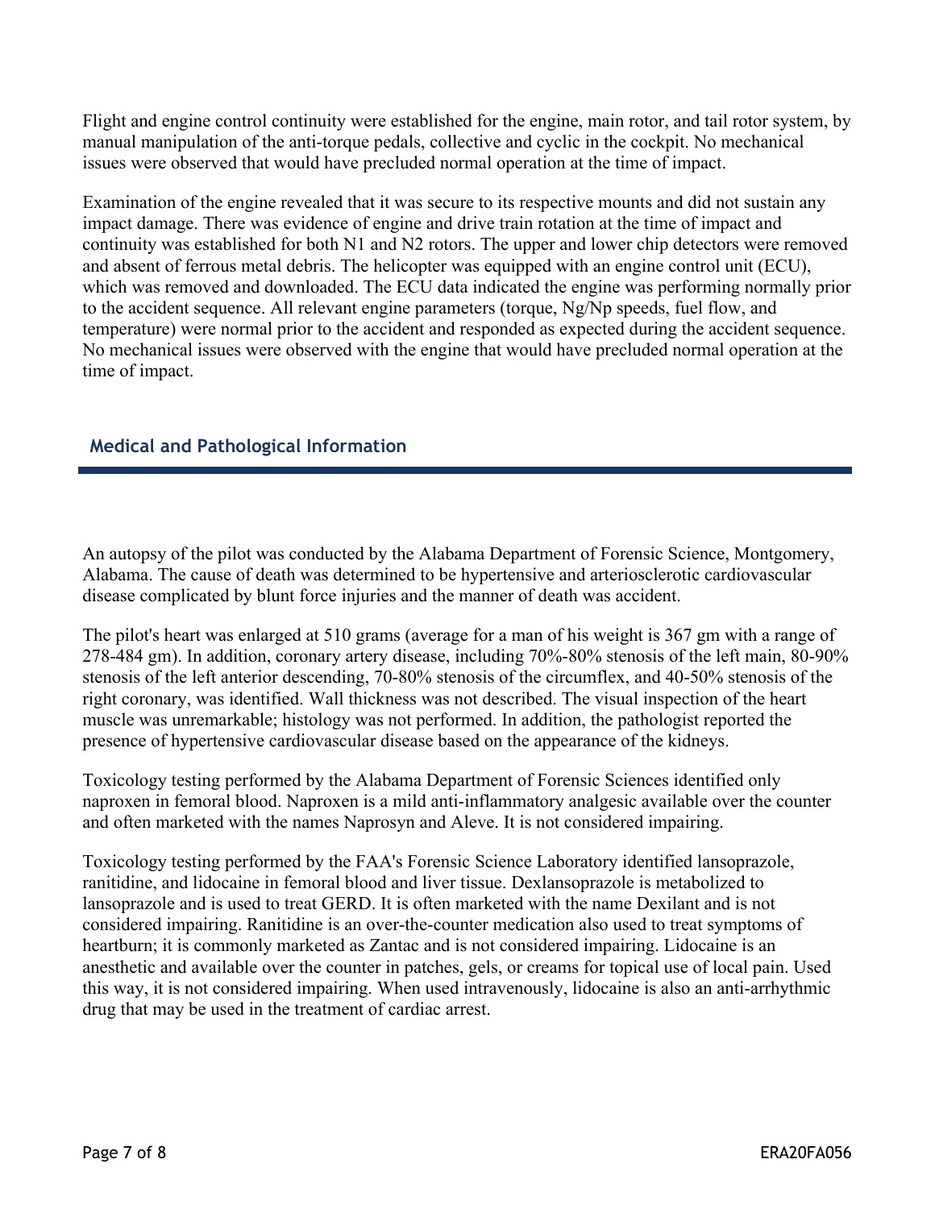Flight and engine control continuity were established for the engine, main rotor, and tail rotor system, by manual manipulation of the anti-torque pedals, collective and cyclic in the cockpit. No mechanical issues were observed that would have precluded normal operation at the time of impact.

Examination of the engine revealed that it was secure to its respective mounts and did not sustain any impact damage. There was evidence of engine and drive train rotation at the time of impact and continuity was established for both N1 and N2 rotors. The upper and lower chip detectors were removed and absent of ferrous metal debris. The helicopter was equipped with an engine control unit (ECU), which was removed and downloaded. The ECU data indicated the engine was performing normally prior to the accident sequence. All relevant engine parameters (torque, Ng/Np speeds, fuel flow, and temperature) were normal prior to the accident and responded as expected during the accident sequence. No mechanical issues were observed with the engine that would have precluded normal operation at the time of impact.

## Medical and Pathological Information

An autopsy of the pilot was conducted by the Alabama Department of Forensic Science, Montgomery, Alabama. The cause of death was determined to be hypertensive and arteriosclerotic cardiovascular disease complicated by blunt force injuries and the manner of death was accident.

The pilot's heart was enlarged at 510 grams (average for a man of his weight is 367 gm with a range of 278-484 gm). In addition, coronary artery disease, including 70%-80% stenosis of the left main, 80-90% stenosis of the left anterior descending, 70-80% stenosis of the circumflex, and 40-50% stenosis of the right coronary, was identified. Wall thickness was not described. The visual inspection of the heart muscle was unremarkable; histology was not performed. In addition, the pathologist reported the presence of hypertensive cardiovascular disease based on the appearance of the kidneys.

Toxicology testing performed by the Alabama Department of Forensic Sciences identified only naproxen in femoral blood. Naproxen is a mild anti-inflammatory analgesic available over the counter and often marketed with the names Naprosyn and Aleve. It is not considered impairing.

Toxicology testing performed by the FAA's Forensic Science Laboratory identified lansoprazole, ranitidine, and lidocaine in femoral blood and liver tissue. Dexlansoprazole is metabolized to lansoprazole and is used to treat GERD. It is often marketed with the name Dexilant and is not considered impairing. Ranitidine is an over-the-counter medication also used to treat symptoms of heartburn; it is commonly marketed as Zantac and is not considered impairing. Lidocaine is an anesthetic and available over the counter in patches, gels, or creams for topical use of local pain. Used this way, it is not considered impairing. When used intravenously, lidocaine is also an anti-arrhythmic drug that may be used in the treatment of cardiac arrest.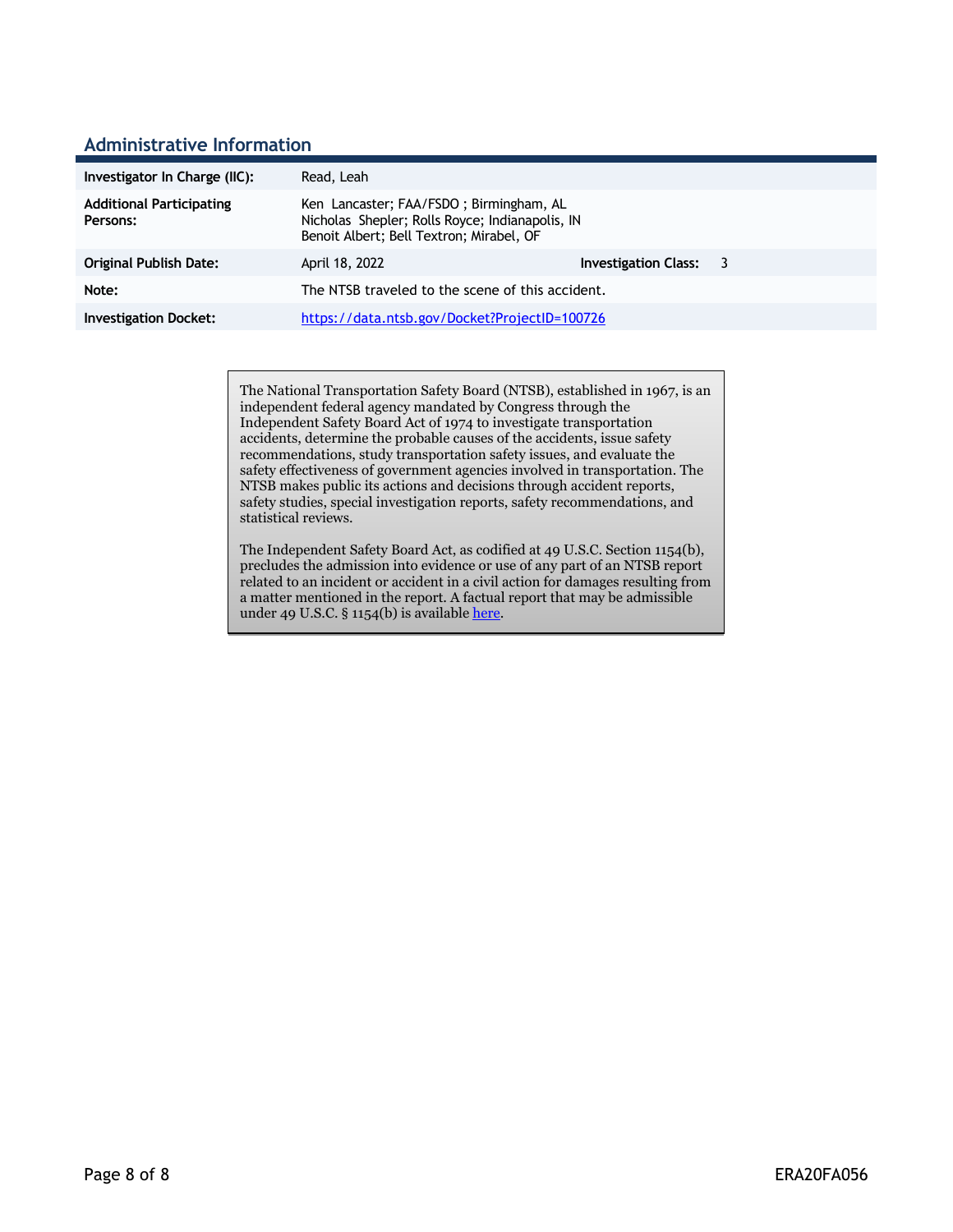## Administrative Information

| | | | |
|---|---|---|---|
| **Investigator In Charge (IIC):** | Read, Leah | | |
| **Additional Participating Persons:** | Ken Lancaster; FAA/FSDO ; Birmingham, AL<br>Nicholas Shepler; Rolls Royce; Indianapolis, IN<br>Benoit Albert; Bell Textron; Mirabel, OF | | |
| **Original Publish Date:** | April 18, 2022 | **Investigation Class:** | 3 |
| **Note:** | The NTSB traveled to the scene of this accident. | | |
| **Investigation Docket:** | https://data.ntsb.gov/Docket?ProjectID=100726 | | |

The National Transportation Safety Board (NTSB), established in 1967, is an independent federal agency mandated by Congress through the Independent Safety Board Act of 1974 to investigate transportation accidents, determine the probable causes of the accidents, issue safety recommendations, study transportation safety issues, and evaluate the safety effectiveness of government agencies involved in transportation. The NTSB makes public its actions and decisions through accident reports, safety studies, special investigation reports, safety recommendations, and statistical reviews.

The Independent Safety Board Act, as codified at 49 U.S.C. Section 1154(b), precludes the admission into evidence or use of any part of an NTSB report related to an incident or accident in a civil action for damages resulting from a matter mentioned in the report. A factual report that may be admissible under 49 U.S.C. § 1154(b) is available here.